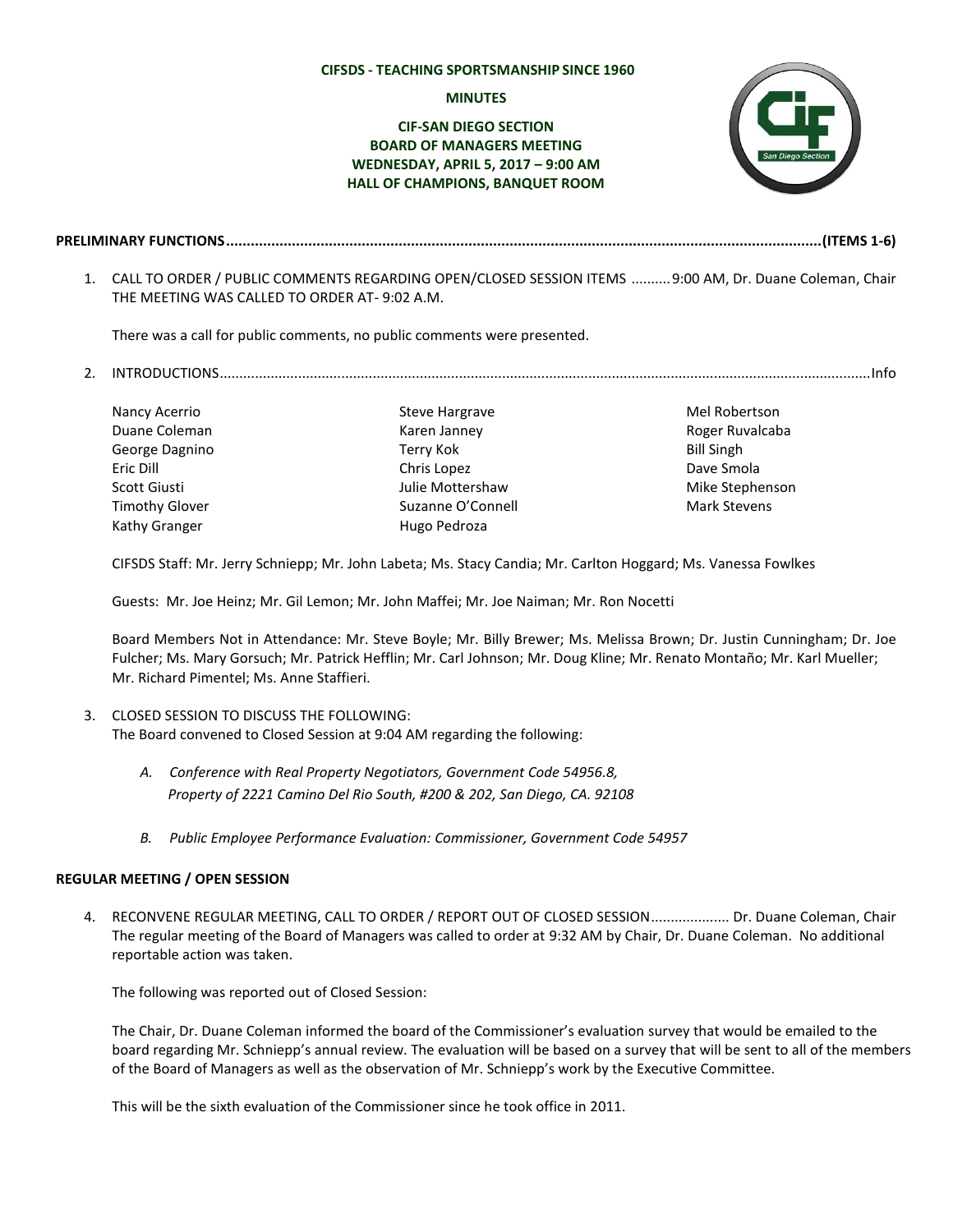**CIFSDS - TEACHING SPORTSMANSHIP SINCE 1960**

**MINUTES**

# CIF-SAN DIEGO SECTION
# BOARD OF MANAGERS MEETING
## WEDNESDAY, APRIL 5, 2017 – 9:00 AM
## HALL OF CHAMPIONS, BANQUET ROOM

**PRELIMINARY FUNCTIONS.............................................................................................................................................(ITEMS 1-6)**

1. CALL TO ORDER / PUBLIC COMMENTS REGARDING OPEN/CLOSED SESSION ITEMS ..........9:00 AM, Dr. Duane Coleman, Chair
   THE MEETING WAS CALLED TO ORDER AT- 9:02 A.M.

   There was a call for public comments, no public comments were presented.

2. INTRODUCTIONS.................................................................................................................................................................Info

   Nancy Acerrio
   Duane Coleman
   George Dagnino
   Eric Dill
   Scott Giusti
   Timothy Glover
   Kathy Granger
   Steve Hargrave
   Karen Janney
   Terry Kok
   Chris Lopez
   Julie Mottershaw
   Suzanne O'Connell
   Hugo Pedroza
   Mel Robertson
   Roger Ruvalcaba
   Bill Singh
   Dave Smola
   Mike Stephenson
   Mark Stevens

   CIFSDS Staff: Mr. Jerry Schniepp; Mr. John Labeta; Ms. Stacy Candia; Mr. Carlton Hoggard; Ms. Vanessa Fowlkes

   Guests: Mr. Joe Heinz; Mr. Gil Lemon; Mr. John Maffei; Mr. Joe Naiman; Mr. Ron Nocetti

   Board Members Not in Attendance: Mr. Steve Boyle; Mr. Billy Brewer; Ms. Melissa Brown; Dr. Justin Cunningham; Dr. Joe Fulcher; Ms. Mary Gorsuch; Mr. Patrick Hefflin; Mr. Carl Johnson; Mr. Doug Kline; Mr. Renato Montaño; Mr. Karl Mueller; Mr. Richard Pimentel; Ms. Anne Staffieri.

3. CLOSED SESSION TO DISCUSS THE FOLLOWING:
   The Board convened to Closed Session at 9:04 AM regarding the following:

   A. *Conference with Real Property Negotiators, Government Code 54956.8, Property of 2221 Camino Del Rio South, #200 & 202, San Diego, CA. 92108*

   B. *Public Employee Performance Evaluation: Commissioner, Government Code 54957*

**REGULAR MEETING / OPEN SESSION**

4. RECONVENE REGULAR MEETING, CALL TO ORDER / REPORT OUT OF CLOSED SESSION.................... Dr. Duane Coleman, Chair
   The regular meeting of the Board of Managers was called to order at 9:32 AM by Chair, Dr. Duane Coleman. No additional reportable action was taken.

   The following was reported out of Closed Session:

   The Chair, Dr. Duane Coleman informed the board of the Commissioner's evaluation survey that would be emailed to the board regarding Mr. Schniepp's annual review. The evaluation will be based on a survey that will be sent to all of the members of the Board of Managers as well as the observation of Mr. Schniepp's work by the Executive Committee.

   This will be the sixth evaluation of the Commissioner since he took office in 2011.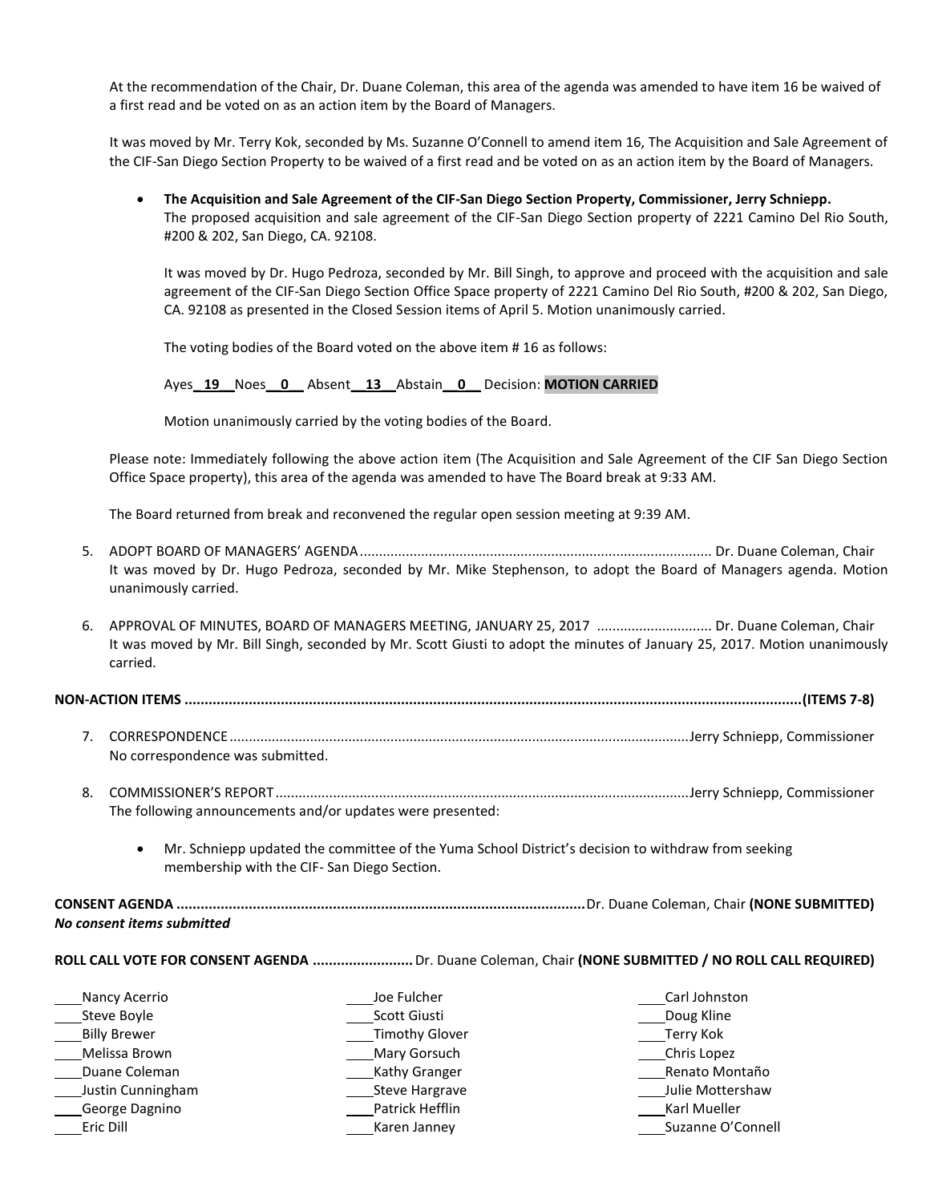At the recommendation of the Chair, Dr. Duane Coleman, this area of the agenda was amended to have item 16 be waived of a first read and be voted on as an action item by the Board of Managers.

It was moved by Mr. Terry Kok, seconded by Ms. Suzanne O'Connell to amend item 16, The Acquisition and Sale Agreement of the CIF-San Diego Section Property to be waived of a first read and be voted on as an action item by the Board of Managers.

- **The Acquisition and Sale Agreement of the CIF-San Diego Section Property, Commissioner, Jerry Schniepp.** The proposed acquisition and sale agreement of the CIF-San Diego Section property of 2221 Camino Del Rio South, #200 & 202, San Diego, CA. 92108.

  It was moved by Dr. Hugo Pedroza, seconded by Mr. Bill Singh, to approve and proceed with the acquisition and sale agreement of the CIF-San Diego Section Office Space property of 2221 Camino Del Rio South, #200 & 202, San Diego, CA. 92108 as presented in the Closed Session items of April 5. Motion unanimously carried.

  The voting bodies of the Board voted on the above item # 16 as follows:

  Ayes **19** Noes **0** Absent **13** Abstain **0** Decision: **MOTION CARRIED**

  Motion unanimously carried by the voting bodies of the Board.

Please note: Immediately following the above action item (The Acquisition and Sale Agreement of the CIF San Diego Section Office Space property), this area of the agenda was amended to have The Board break at 9:33 AM.

The Board returned from break and reconvened the regular open session meeting at 9:39 AM.

5. ADOPT BOARD OF MANAGERS' AGENDA.......... Dr. Duane Coleman, Chair
   It was moved by Dr. Hugo Pedroza, seconded by Mr. Mike Stephenson, to adopt the Board of Managers agenda. Motion unanimously carried.

6. APPROVAL OF MINUTES, BOARD OF MANAGERS MEETING, JANUARY 25, 2017 .......... Dr. Duane Coleman, Chair
   It was moved by Mr. Bill Singh, seconded by Mr. Scott Giusti to adopt the minutes of January 25, 2017. Motion unanimously carried.

**NON-ACTION ITEMS ..........(ITEMS 7-8)**

7. CORRESPONDENCE..........Jerry Schniepp, Commissioner
   No correspondence was submitted.

8. COMMISSIONER'S REPORT..........Jerry Schniepp, Commissioner
   The following announcements and/or updates were presented:

   - Mr. Schniepp updated the committee of the Yuma School District's decision to withdraw from seeking membership with the CIF- San Diego Section.

**CONSENT AGENDA ..........** Dr. Duane Coleman, Chair **(NONE SUBMITTED)**
*No consent items submitted*

**ROLL CALL VOTE FOR CONSENT AGENDA ..........** Dr. Duane Coleman, Chair **(NONE SUBMITTED / NO ROLL CALL REQUIRED)**

____Nancy Acerrio
____Steve Boyle
____Billy Brewer
____Melissa Brown
____Duane Coleman
____Justin Cunningham
____George Dagnino
____Eric Dill
____Joe Fulcher
____Scott Giusti
____Timothy Glover
____Mary Gorsuch
____Kathy Granger
____Steve Hargrave
____Patrick Hefflin
____Karen Janney
____Carl Johnston
____Doug Kline
____Terry Kok
____Chris Lopez
____Renato Montaño
____Julie Mottershaw
____Karl Mueller
____Suzanne O'Connell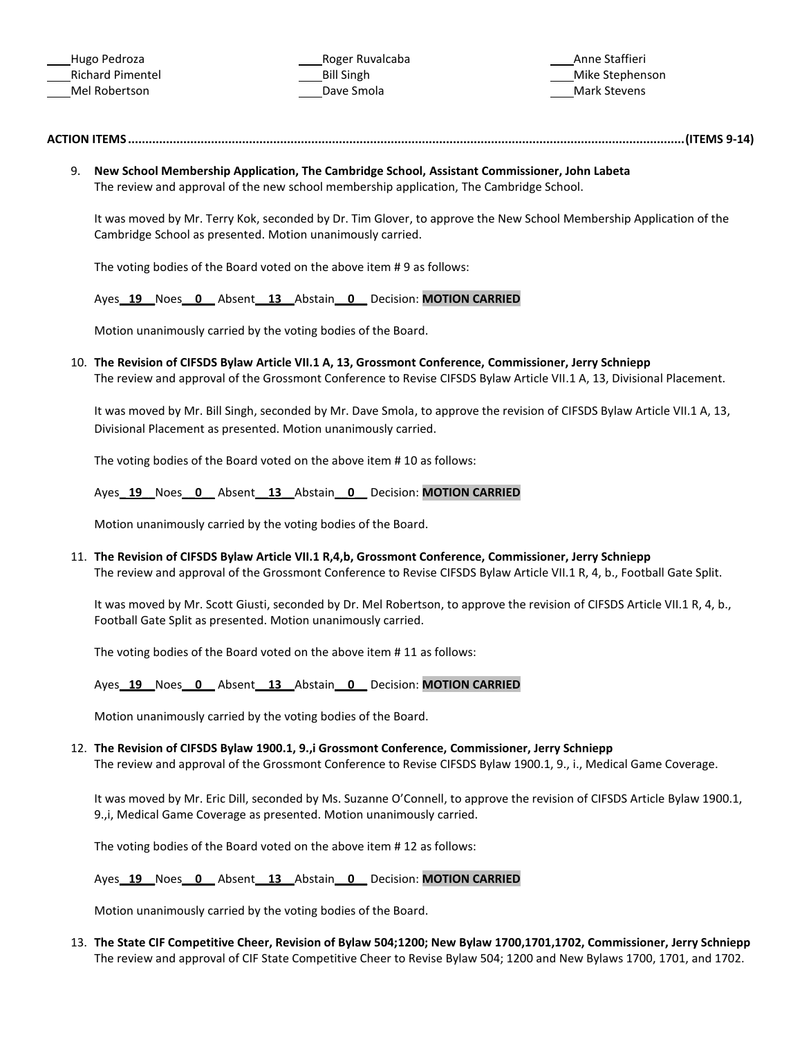\_\_\_\_Hugo Pedroza
\_\_\_\_Richard Pimentel
\_\_\_\_Mel Robertson
\_\_\_\_Roger Ruvalcaba
\_\_\_\_Bill Singh
\_\_\_\_Dave Smola
\_\_\_\_Anne Staffieri
\_\_\_\_Mike Stephenson
\_\_\_\_Mark Stevens

**ACTION ITEMS.......................................................................................................................................................(ITEMS 9-14)**

9. **New School Membership Application, The Cambridge School, Assistant Commissioner, John Labeta**
   The review and approval of the new school membership application, The Cambridge School.

   It was moved by Mr. Terry Kok, seconded by Dr. Tim Glover, to approve the New School Membership Application of the Cambridge School as presented. Motion unanimously carried.

   The voting bodies of the Board voted on the above item # 9 as follows:

   Ayes__**19**__Noes__**0**__ Absent__**13**__Abstain__**0**__ Decision: **MOTION CARRIED**

   Motion unanimously carried by the voting bodies of the Board.

10. **The Revision of CIFSDS Bylaw Article VII.1 A, 13, Grossmont Conference, Commissioner, Jerry Schniepp**
    The review and approval of the Grossmont Conference to Revise CIFSDS Bylaw Article VII.1 A, 13, Divisional Placement.

    It was moved by Mr. Bill Singh, seconded by Mr. Dave Smola, to approve the revision of CIFSDS Bylaw Article VII.1 A, 13, Divisional Placement as presented. Motion unanimously carried.

    The voting bodies of the Board voted on the above item # 10 as follows:

    Ayes__**19**__Noes__**0**__ Absent__**13**__Abstain__**0**__ Decision: **MOTION CARRIED**

    Motion unanimously carried by the voting bodies of the Board.

11. **The Revision of CIFSDS Bylaw Article VII.1 R,4,b, Grossmont Conference, Commissioner, Jerry Schniepp**
    The review and approval of the Grossmont Conference to Revise CIFSDS Bylaw Article VII.1 R, 4, b., Football Gate Split.

    It was moved by Mr. Scott Giusti, seconded by Dr. Mel Robertson, to approve the revision of CIFSDS Article VII.1 R, 4, b., Football Gate Split as presented. Motion unanimously carried.

    The voting bodies of the Board voted on the above item # 11 as follows:

    Ayes__**19**__Noes__**0**__ Absent__**13**__Abstain__**0**__ Decision: **MOTION CARRIED**

    Motion unanimously carried by the voting bodies of the Board.

12. **The Revision of CIFSDS Bylaw 1900.1, 9.,i Grossmont Conference, Commissioner, Jerry Schniepp**
    The review and approval of the Grossmont Conference to Revise CIFSDS Bylaw 1900.1, 9., i., Medical Game Coverage.

    It was moved by Mr. Eric Dill, seconded by Ms. Suzanne O'Connell, to approve the revision of CIFSDS Article Bylaw 1900.1, 9.,i, Medical Game Coverage as presented. Motion unanimously carried.

    The voting bodies of the Board voted on the above item # 12 as follows:

    Ayes__**19**__Noes__**0**__ Absent__**13**__Abstain__**0**__ Decision: **MOTION CARRIED**

    Motion unanimously carried by the voting bodies of the Board.

13. **The State CIF Competitive Cheer, Revision of Bylaw 504;1200; New Bylaw 1700,1701,1702, Commissioner, Jerry Schniepp**
    The review and approval of CIF State Competitive Cheer to Revise Bylaw 504; 1200 and New Bylaws 1700, 1701, and 1702.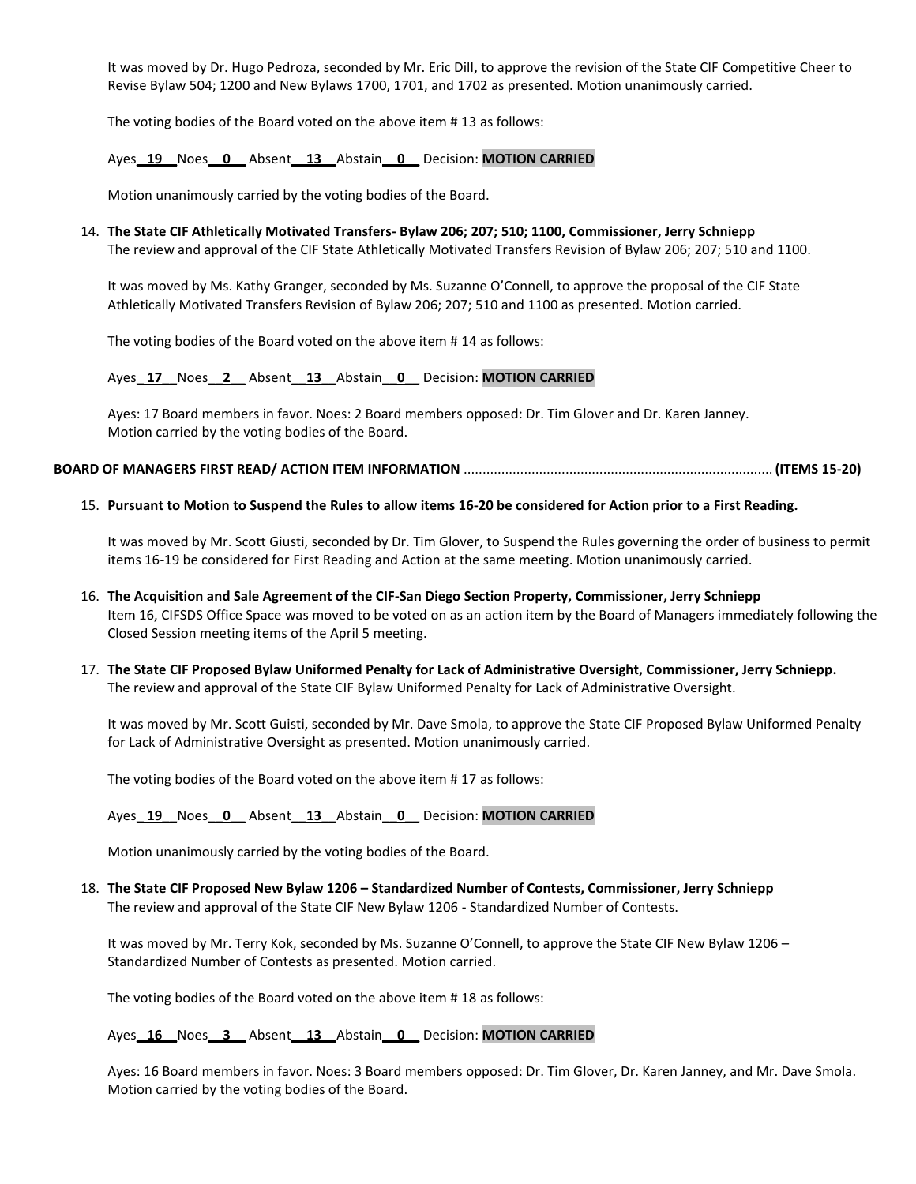It was moved by Dr. Hugo Pedroza, seconded by Mr. Eric Dill, to approve the revision of the State CIF Competitive Cheer to Revise Bylaw 504; 1200 and New Bylaws 1700, 1701, and 1702 as presented. Motion unanimously carried.

The voting bodies of the Board voted on the above item # 13 as follows:

Ayes **19** Noes **0** Absent **13** Abstain **0** Decision: **MOTION CARRIED**

Motion unanimously carried by the voting bodies of the Board.

14. **The State CIF Athletically Motivated Transfers- Bylaw 206; 207; 510; 1100, Commissioner, Jerry Schniepp**
    The review and approval of the CIF State Athletically Motivated Transfers Revision of Bylaw 206; 207; 510 and 1100.

    It was moved by Ms. Kathy Granger, seconded by Ms. Suzanne O'Connell, to approve the proposal of the CIF State Athletically Motivated Transfers Revision of Bylaw 206; 207; 510 and 1100 as presented. Motion carried.

    The voting bodies of the Board voted on the above item # 14 as follows:

    Ayes **17** Noes **2** Absent **13** Abstain **0** Decision: **MOTION CARRIED**

    Ayes: 17 Board members in favor. Noes: 2 Board members opposed: Dr. Tim Glover and Dr. Karen Janney.
    Motion carried by the voting bodies of the Board.

**BOARD OF MANAGERS FIRST READ/ ACTION ITEM INFORMATION ................................................................................. (ITEMS 15-20)**

15. **Pursuant to Motion to Suspend the Rules to allow items 16-20 be considered for Action prior to a First Reading.**

    It was moved by Mr. Scott Giusti, seconded by Dr. Tim Glover, to Suspend the Rules governing the order of business to permit items 16-19 be considered for First Reading and Action at the same meeting. Motion unanimously carried.

16. **The Acquisition and Sale Agreement of the CIF-San Diego Section Property, Commissioner, Jerry Schniepp**
    Item 16, CIFSDS Office Space was moved to be voted on as an action item by the Board of Managers immediately following the Closed Session meeting items of the April 5 meeting.

17. **The State CIF Proposed Bylaw Uniformed Penalty for Lack of Administrative Oversight, Commissioner, Jerry Schniepp.**
    The review and approval of the State CIF Bylaw Uniformed Penalty for Lack of Administrative Oversight.

    It was moved by Mr. Scott Guisti, seconded by Mr. Dave Smola, to approve the State CIF Proposed Bylaw Uniformed Penalty for Lack of Administrative Oversight as presented. Motion unanimously carried.

    The voting bodies of the Board voted on the above item # 17 as follows:

    Ayes **19** Noes **0** Absent **13** Abstain **0** Decision: **MOTION CARRIED**

    Motion unanimously carried by the voting bodies of the Board.

18. **The State CIF Proposed New Bylaw 1206 – Standardized Number of Contests, Commissioner, Jerry Schniepp**
    The review and approval of the State CIF New Bylaw 1206 - Standardized Number of Contests.

    It was moved by Mr. Terry Kok, seconded by Ms. Suzanne O'Connell, to approve the State CIF New Bylaw 1206 – Standardized Number of Contests as presented. Motion carried.

    The voting bodies of the Board voted on the above item # 18 as follows:

    Ayes **16** Noes **3** Absent **13** Abstain **0** Decision: **MOTION CARRIED**

    Ayes: 16 Board members in favor. Noes: 3 Board members opposed: Dr. Tim Glover, Dr. Karen Janney, and Mr. Dave Smola.
    Motion carried by the voting bodies of the Board.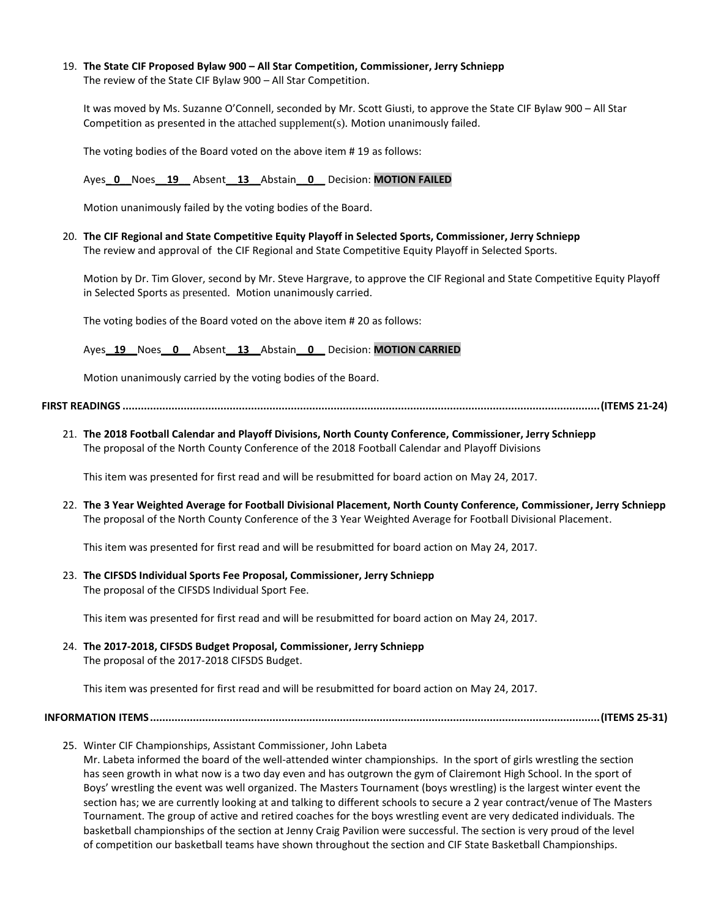19. **The State CIF Proposed Bylaw 900 – All Star Competition, Commissioner, Jerry Schniepp**
    The review of the State CIF Bylaw 900 – All Star Competition.

    It was moved by Ms. Suzanne O'Connell, seconded by Mr. Scott Giusti, to approve the State CIF Bylaw 900 – All Star Competition as presented in the attached supplement(s). Motion unanimously failed.

    The voting bodies of the Board voted on the above item # 19 as follows:

    Ayes **0** Noes **19** Absent **13** Abstain **0** Decision: **MOTION FAILED**

    Motion unanimously failed by the voting bodies of the Board.

20. **The CIF Regional and State Competitive Equity Playoff in Selected Sports, Commissioner, Jerry Schniepp**
    The review and approval of the CIF Regional and State Competitive Equity Playoff in Selected Sports.

    Motion by Dr. Tim Glover, second by Mr. Steve Hargrave, to approve the CIF Regional and State Competitive Equity Playoff in Selected Sports as presented. Motion unanimously carried.

    The voting bodies of the Board voted on the above item # 20 as follows:

    Ayes **19** Noes **0** Absent **13** Abstain **0** Decision: **MOTION CARRIED**

    Motion unanimously carried by the voting bodies of the Board.

**FIRST READINGS .......................................................................................................................................................(ITEMS 21-24)**

21. **The 2018 Football Calendar and Playoff Divisions, North County Conference, Commissioner, Jerry Schniepp**
    The proposal of the North County Conference of the 2018 Football Calendar and Playoff Divisions

    This item was presented for first read and will be resubmitted for board action on May 24, 2017.

22. **The 3 Year Weighted Average for Football Divisional Placement, North County Conference, Commissioner, Jerry Schniepp**
    The proposal of the North County Conference of the 3 Year Weighted Average for Football Divisional Placement.

    This item was presented for first read and will be resubmitted for board action on May 24, 2017.

23. **The CIFSDS Individual Sports Fee Proposal, Commissioner, Jerry Schniepp**
    The proposal of the CIFSDS Individual Sport Fee.

    This item was presented for first read and will be resubmitted for board action on May 24, 2017.

24. **The 2017-2018, CIFSDS Budget Proposal, Commissioner, Jerry Schniepp**
    The proposal of the 2017-2018 CIFSDS Budget.

    This item was presented for first read and will be resubmitted for board action on May 24, 2017.

**INFORMATION ITEMS...............................................................................................................................................(ITEMS 25-31)**

25. Winter CIF Championships, Assistant Commissioner, John Labeta
    Mr. Labeta informed the board of the well-attended winter championships. In the sport of girls wrestling the section has seen growth in what now is a two day even and has outgrown the gym of Clairemont High School. In the sport of Boys' wrestling the event was well organized. The Masters Tournament (boys wrestling) is the largest winter event the section has; we are currently looking at and talking to different schools to secure a 2 year contract/venue of The Masters Tournament. The group of active and retired coaches for the boys wrestling event are very dedicated individuals. The basketball championships of the section at Jenny Craig Pavilion were successful. The section is very proud of the level of competition our basketball teams have shown throughout the section and CIF State Basketball Championships.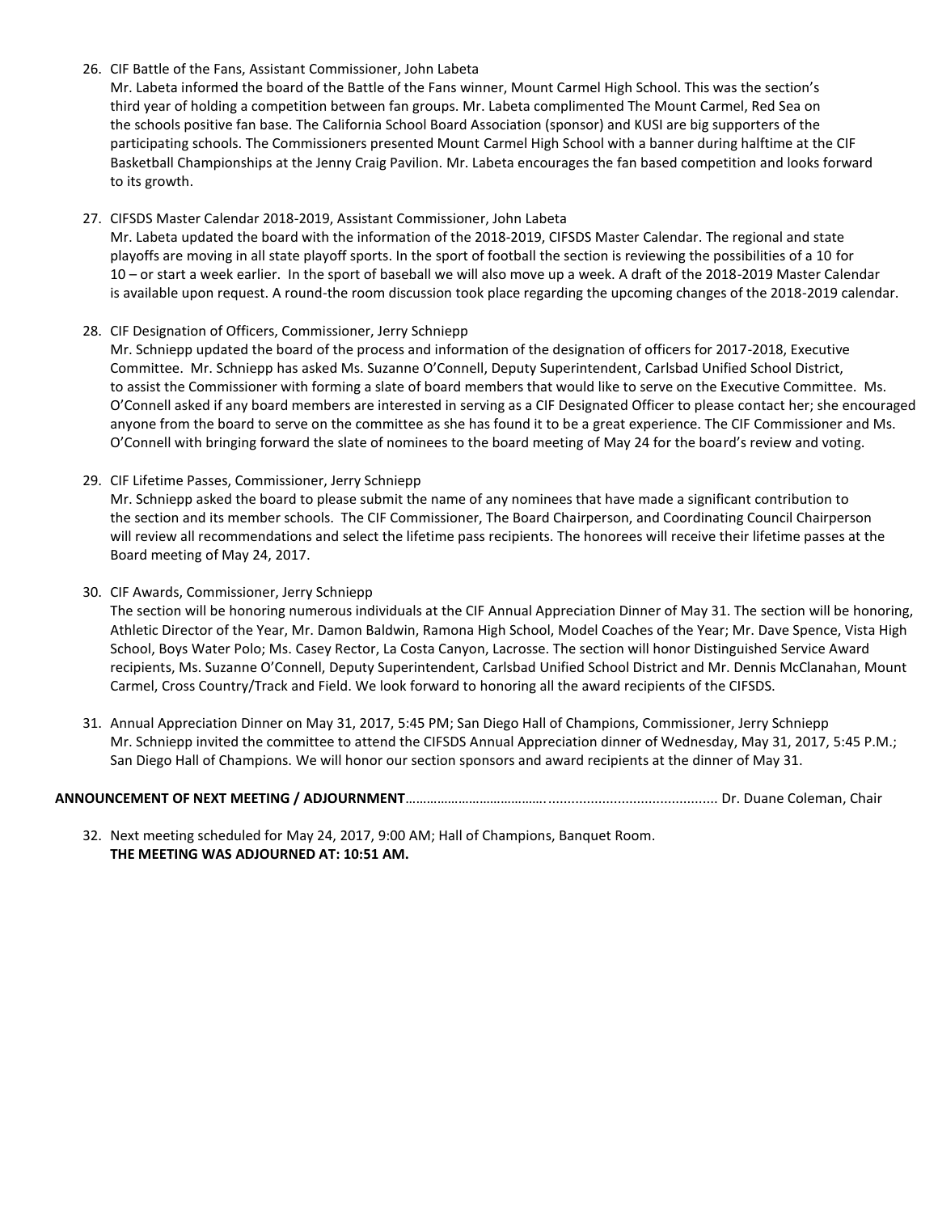26. CIF Battle of the Fans, Assistant Commissioner, John Labeta
    Mr. Labeta informed the board of the Battle of the Fans winner, Mount Carmel High School. This was the section's third year of holding a competition between fan groups. Mr. Labeta complimented The Mount Carmel, Red Sea on the schools positive fan base. The California School Board Association (sponsor) and KUSI are big supporters of the participating schools. The Commissioners presented Mount Carmel High School with a banner during halftime at the CIF Basketball Championships at the Jenny Craig Pavilion. Mr. Labeta encourages the fan based competition and looks forward to its growth.

27. CIFSDS Master Calendar 2018-2019, Assistant Commissioner, John Labeta
    Mr. Labeta updated the board with the information of the 2018-2019, CIFSDS Master Calendar. The regional and state playoffs are moving in all state playoff sports. In the sport of football the section is reviewing the possibilities of a 10 for 10 – or start a week earlier. In the sport of baseball we will also move up a week. A draft of the 2018-2019 Master Calendar is available upon request. A round-the room discussion took place regarding the upcoming changes of the 2018-2019 calendar.

28. CIF Designation of Officers, Commissioner, Jerry Schniepp
    Mr. Schniepp updated the board of the process and information of the designation of officers for 2017-2018, Executive Committee. Mr. Schniepp has asked Ms. Suzanne O'Connell, Deputy Superintendent, Carlsbad Unified School District, to assist the Commissioner with forming a slate of board members that would like to serve on the Executive Committee. Ms. O'Connell asked if any board members are interested in serving as a CIF Designated Officer to please contact her; she encouraged anyone from the board to serve on the committee as she has found it to be a great experience. The CIF Commissioner and Ms. O'Connell with bringing forward the slate of nominees to the board meeting of May 24 for the board's review and voting.

29. CIF Lifetime Passes, Commissioner, Jerry Schniepp
    Mr. Schniepp asked the board to please submit the name of any nominees that have made a significant contribution to the section and its member schools. The CIF Commissioner, The Board Chairperson, and Coordinating Council Chairperson will review all recommendations and select the lifetime pass recipients. The honorees will receive their lifetime passes at the Board meeting of May 24, 2017.

30. CIF Awards, Commissioner, Jerry Schniepp
    The section will be honoring numerous individuals at the CIF Annual Appreciation Dinner of May 31. The section will be honoring, Athletic Director of the Year, Mr. Damon Baldwin, Ramona High School, Model Coaches of the Year; Mr. Dave Spence, Vista High School, Boys Water Polo; Ms. Casey Rector, La Costa Canyon, Lacrosse. The section will honor Distinguished Service Award recipients, Ms. Suzanne O'Connell, Deputy Superintendent, Carlsbad Unified School District and Mr. Dennis McClanahan, Mount Carmel, Cross Country/Track and Field. We look forward to honoring all the award recipients of the CIFSDS.

31. Annual Appreciation Dinner on May 31, 2017, 5:45 PM; San Diego Hall of Champions, Commissioner, Jerry Schniepp
    Mr. Schniepp invited the committee to attend the CIFSDS Annual Appreciation dinner of Wednesday, May 31, 2017, 5:45 P.M.; San Diego Hall of Champions. We will honor our section sponsors and award recipients at the dinner of May 31.

**ANNOUNCEMENT OF NEXT MEETING / ADJOURNMENT**………………………………........................................... Dr. Duane Coleman, Chair

32. Next meeting scheduled for May 24, 2017, 9:00 AM; Hall of Champions, Banquet Room.
    **THE MEETING WAS ADJOURNED AT: 10:51 AM.**